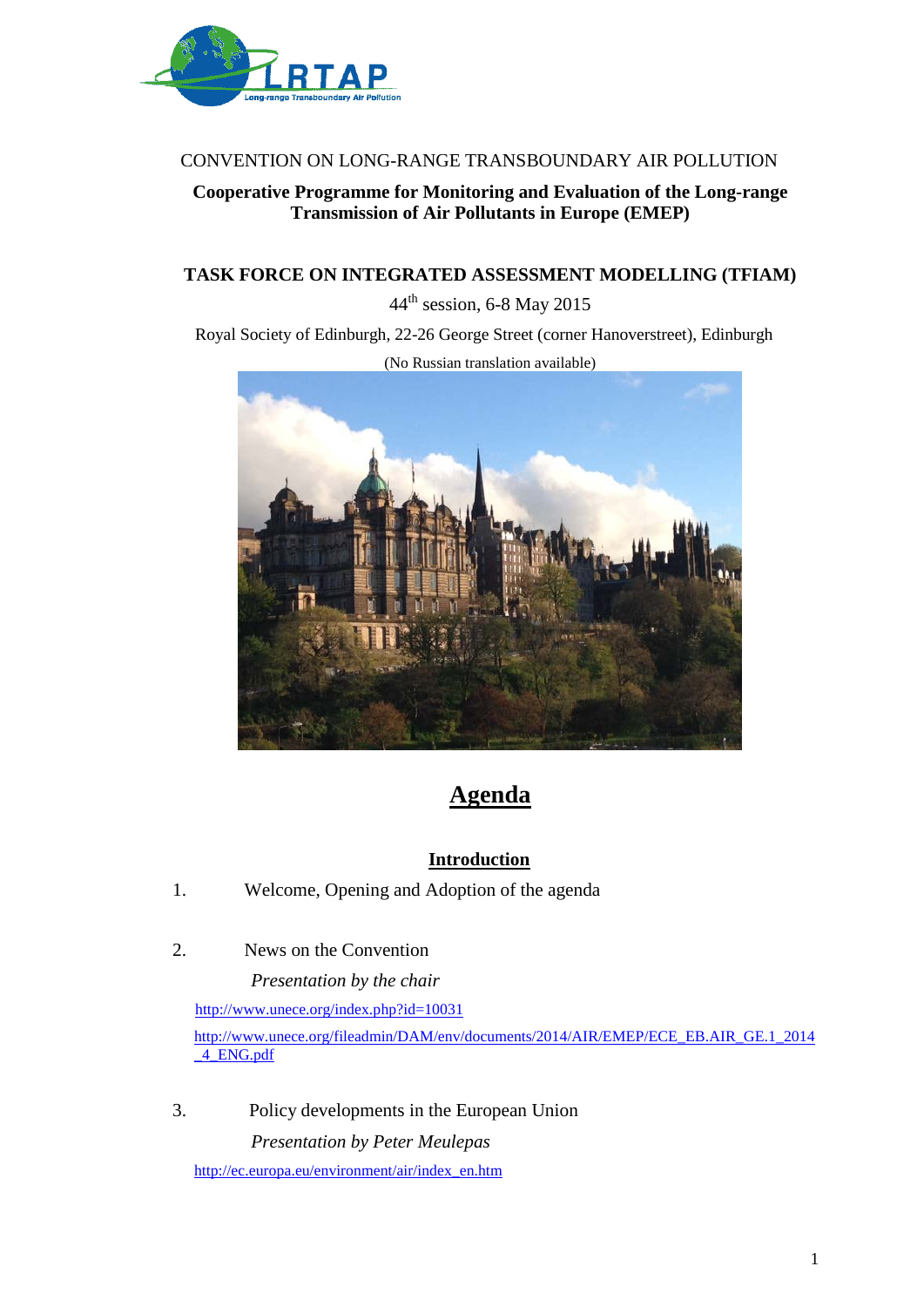CONVENTION ON LONG-RANGE TRANSBOUNDARY AIR POLLUTION

**Cooperative Programme for Monitoring and Evaluation of the Long-range Transmission of Air Pollutants in Europe (EMEP)**

**TASK FORCE ON INTEGRATED ASSESSMENT MODELLING (TFIAM)**

44th session, 6-8 May 2015

Royal Society of Edinburgh, 22-26 George Street (corner Hanoverstreet), Edinburgh

(No Russian translation available)

# Agenda

## Introduction

1. Welcome, Opening and Adoption of the agenda

2. News on the Convention

   *Presentation by the chair*

   http://www.unece.org/index.php?id=10031

   http://www.unece.org/fileadmin/DAM/env/documents/2014/AIR/EMEP/ECE_EB.AIR_GE.1_2014_4_ENG.pdf

3. Policy developments in the European Union

   *Presentation by Peter Meulepas*

   http://ec.europa.eu/environment/air/index_en.htm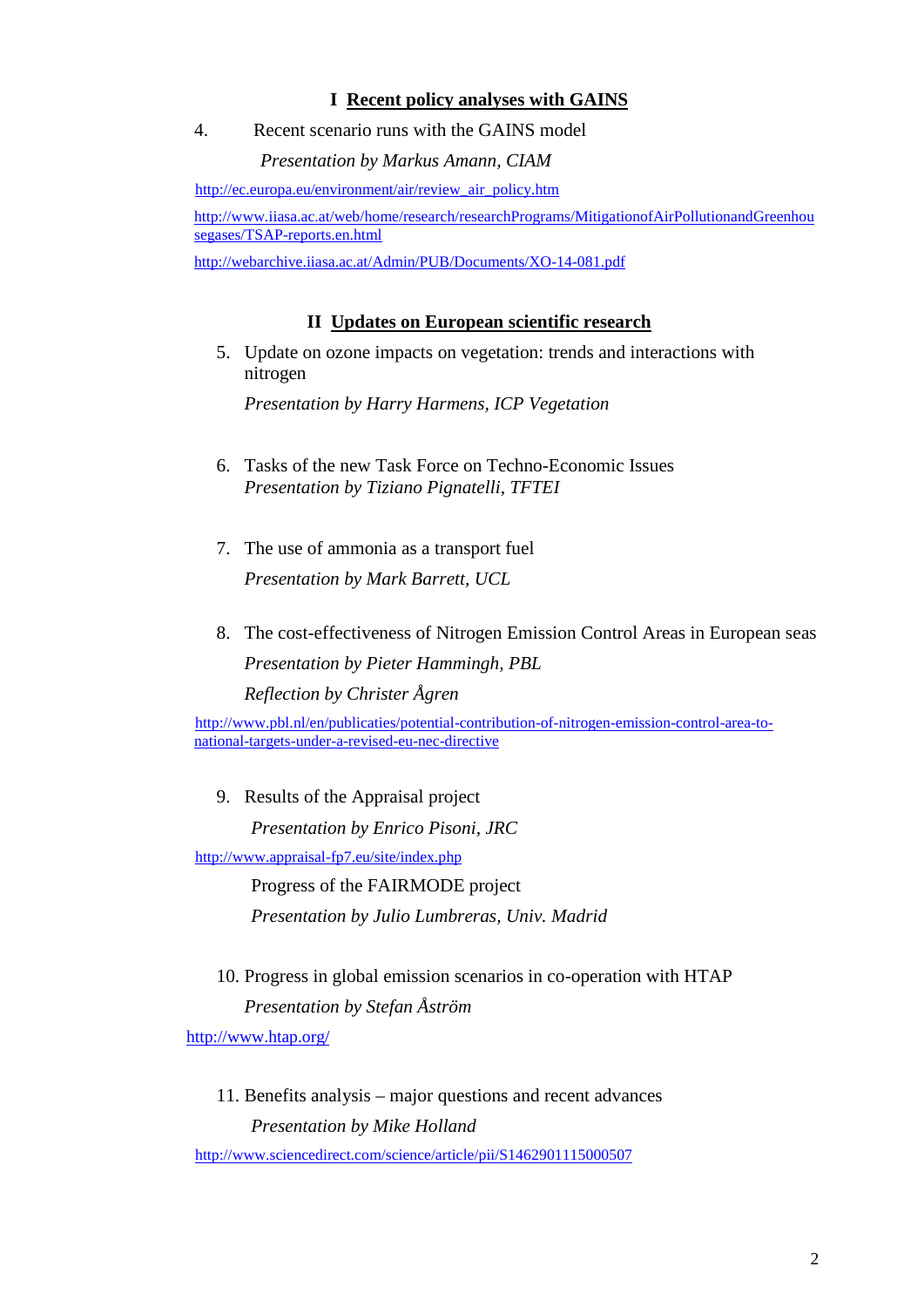## I Recent policy analyses with GAINS

4. Recent scenario runs with the GAINS model

   *Presentation by Markus Amann, CIAM*

http://ec.europa.eu/environment/air/review_air_policy.htm

http://www.iiasa.ac.at/web/home/research/researchPrograms/MitigationofAirPollutionandGreenhousegases/TSAP-reports.en.html

http://webarchive.iiasa.ac.at/Admin/PUB/Documents/XO-14-081.pdf

## II Updates on European scientific research

5. Update on ozone impacts on vegetation: trends and interactions with nitrogen

   *Presentation by Harry Harmens, ICP Vegetation*

6. Tasks of the new Task Force on Techno-Economic Issues

   *Presentation by Tiziano Pignatelli, TFTEI*

7. The use of ammonia as a transport fuel

   *Presentation by Mark Barrett, UCL*

8. The cost-effectiveness of Nitrogen Emission Control Areas in European seas

   *Presentation by Pieter Hammingh, PBL*

   *Reflection by Christer Ågren*

http://www.pbl.nl/en/publicaties/potential-contribution-of-nitrogen-emission-control-area-to-national-targets-under-a-revised-eu-nec-directive

9. Results of the Appraisal project

   *Presentation by Enrico Pisoni, JRC*

http://www.appraisal-fp7.eu/site/index.php

   Progress of the FAIRMODE project

   *Presentation by Julio Lumbreras, Univ. Madrid*

10. Progress in global emission scenarios in co-operation with HTAP

    *Presentation by Stefan Åström*

http://www.htap.org/

11. Benefits analysis – major questions and recent advances

    *Presentation by Mike Holland*

http://www.sciencedirect.com/science/article/pii/S1462901115000507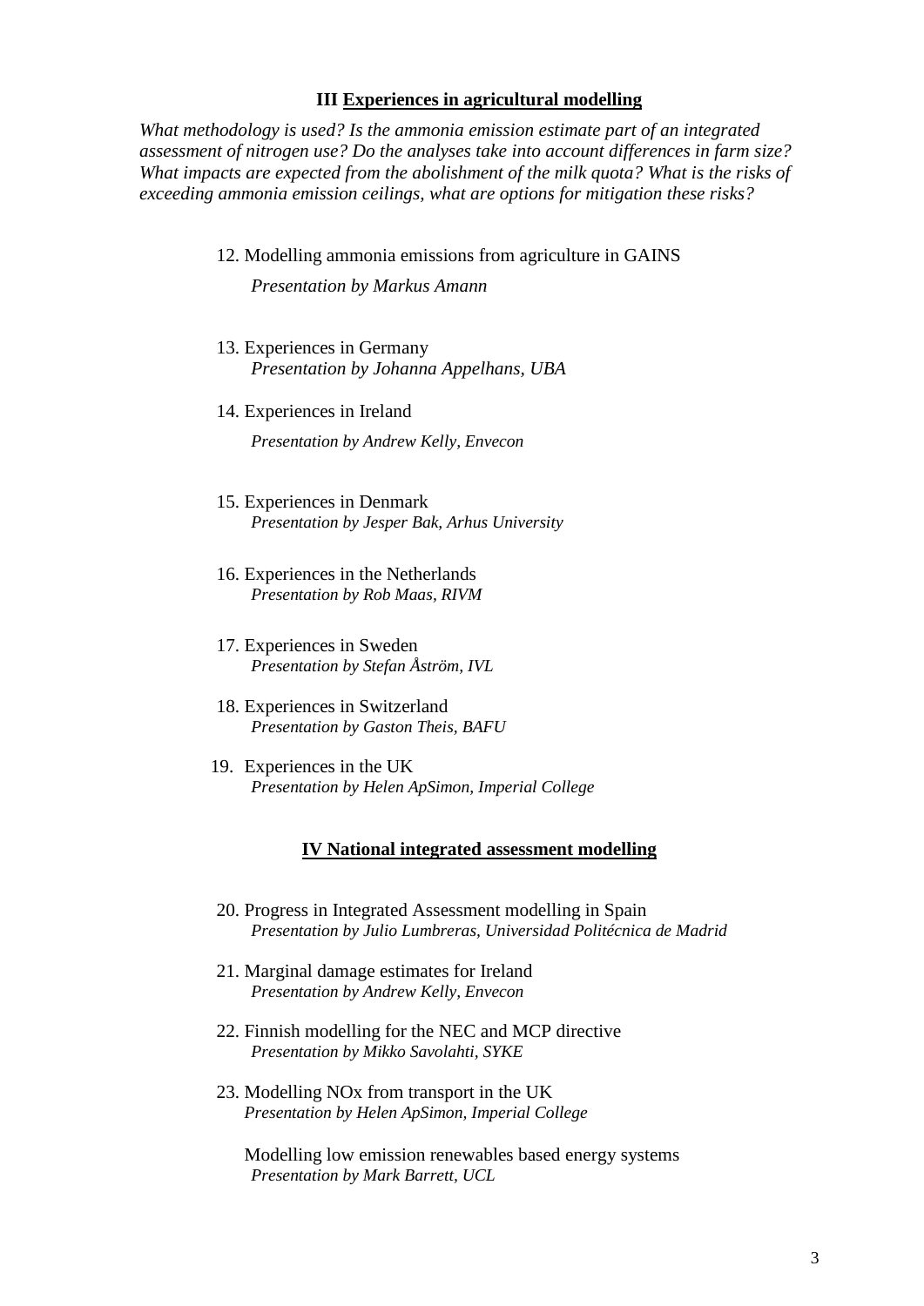## III Experiences in agricultural modelling

*What methodology is used? Is the ammonia emission estimate part of an integrated assessment of nitrogen use? Do the analyses take into account differences in farm size? What impacts are expected from the abolishment of the milk quota? What is the risks of exceeding ammonia emission ceilings, what are options for mitigation these risks?*

12. Modelling ammonia emissions from agriculture in GAINS

    *Presentation by Markus Amann*

13. Experiences in Germany
    *Presentation by Johanna Appelhans, UBA*

14. Experiences in Ireland

    *Presentation by Andrew Kelly, Envecon*

15. Experiences in Denmark
    *Presentation by Jesper Bak, Arhus University*

16. Experiences in the Netherlands
    *Presentation by Rob Maas, RIVM*

17. Experiences in Sweden
    *Presentation by Stefan Åström, IVL*

18. Experiences in Switzerland
    *Presentation by Gaston Theis, BAFU*

19. Experiences in the UK
    *Presentation by Helen ApSimon, Imperial College*

## IV National integrated assessment modelling

20. Progress in Integrated Assessment modelling in Spain
    *Presentation by Julio Lumbreras, Universidad Politécnica de Madrid*

21. Marginal damage estimates for Ireland
    *Presentation by Andrew Kelly, Envecon*

22. Finnish modelling for the NEC and MCP directive
    *Presentation by Mikko Savolahti, SYKE*

23. Modelling NOx from transport in the UK
    *Presentation by Helen ApSimon, Imperial College*

    Modelling low emission renewables based energy systems
    *Presentation by Mark Barrett, UCL*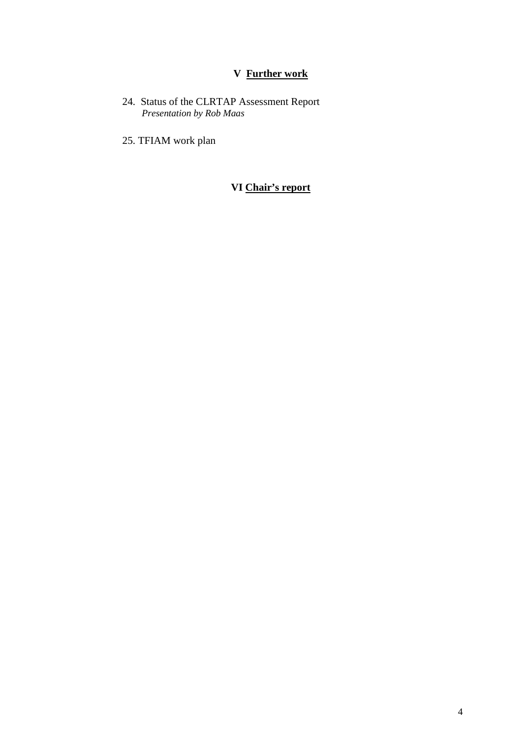## V **Further work**

24. Status of the CLRTAP Assessment Report
    *Presentation by Rob Maas*

25. TFIAM work plan

## VI **Chair's report**